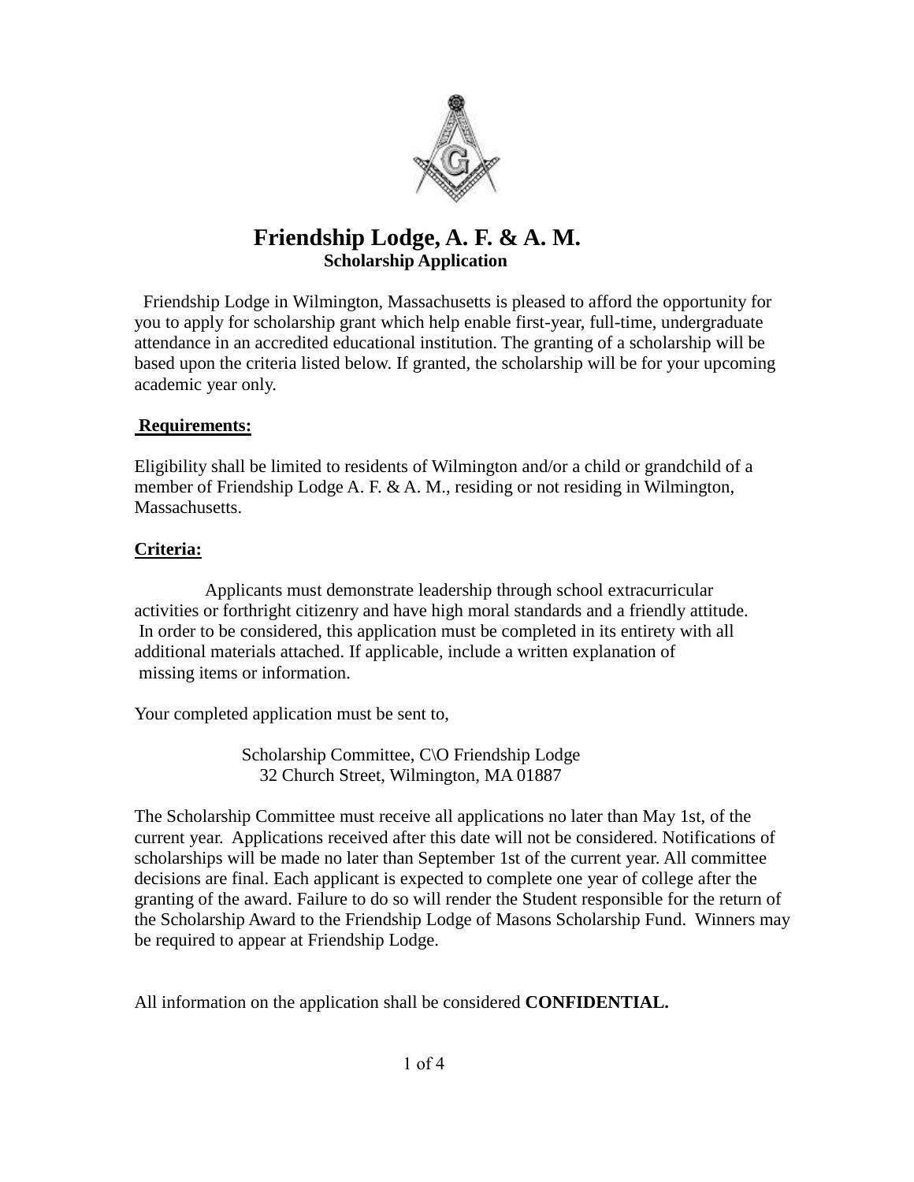# Friendship Lodge, A. F. & A. M.

## Scholarship Application

Friendship Lodge in Wilmington, Massachusetts is pleased to afford the opportunity for you to apply for scholarship grant which help enable first-year, full-time, undergraduate attendance in an accredited educational institution. The granting of a scholarship will be based upon the criteria listed below. If granted, the scholarship will be for your upcoming academic year only.

**Requirements:**

Eligibility shall be limited to residents of Wilmington and/or a child or grandchild of a member of Friendship Lodge A. F. & A. M., residing or not residing in Wilmington, Massachusetts.

**Criteria:**

Applicants must demonstrate leadership through school extracurricular activities or forthright citizenry and have high moral standards and a friendly attitude. In order to be considered, this application must be completed in its entirety with all additional materials attached. If applicable, include a written explanation of missing items or information.

Your completed application must be sent to,

Scholarship Committee, C\O Friendship Lodge
32 Church Street, Wilmington, MA 01887

The Scholarship Committee must receive all applications no later than May 1st, of the current year. Applications received after this date will not be considered. Notifications of scholarships will be made no later than September 1st of the current year. All committee decisions are final. Each applicant is expected to complete one year of college after the granting of the award. Failure to do so will render the Student responsible for the return of the Scholarship Award to the Friendship Lodge of Masons Scholarship Fund. Winners may be required to appear at Friendship Lodge.

All information on the application shall be considered **CONFIDENTIAL.**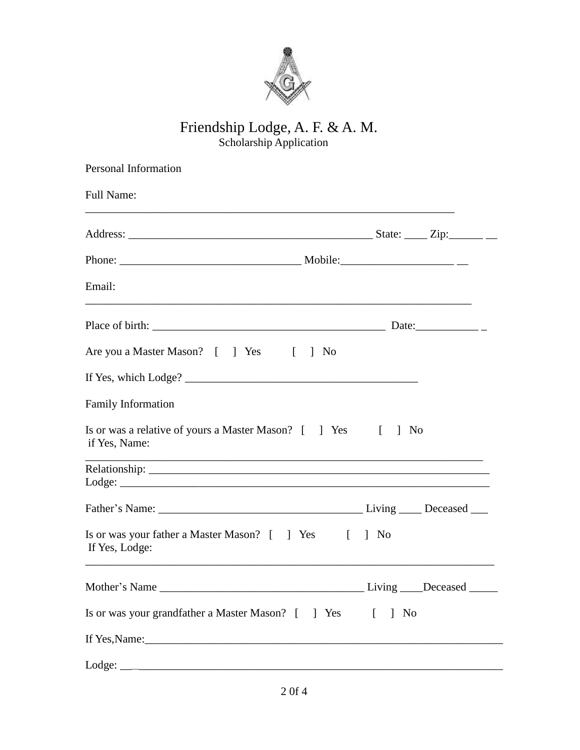# Friendship Lodge, A. F. & A. M.

## Scholarship Application

Personal Information

Full Name: ___________________________________________________________________

Address: ____________________________________________ State: ____ Zip:______ __

Phone: ________________________________ Mobile:____________________ __

Email: ______________________________________________________________________

Place of birth: __________________________________________ Date:___________ _

Are you a Master Mason? [ ] Yes [ ] No

If Yes, which Lodge? __________________________________________

Family Information

Is or was a relative of yours a Master Mason? [ ] Yes [ ] No
if Yes, Name: _______________________________________________________________________

Relationship: _____________________________________________________________

Lodge: ____________________________________________________________________

Father's Name: ____________________________________ Living ____ Deceased ___

Is or was your father a Master Mason? [ ] Yes [ ] No
If Yes, Lodge: ___________________________________________________________________________

Mother's Name ____________________________________ Living ____Deceased _____

Is or was your grandfather a Master Mason? [ ] Yes [ ] No

If Yes,Name:_______________________________________________________________

Lodge: __ _________________________________________________________________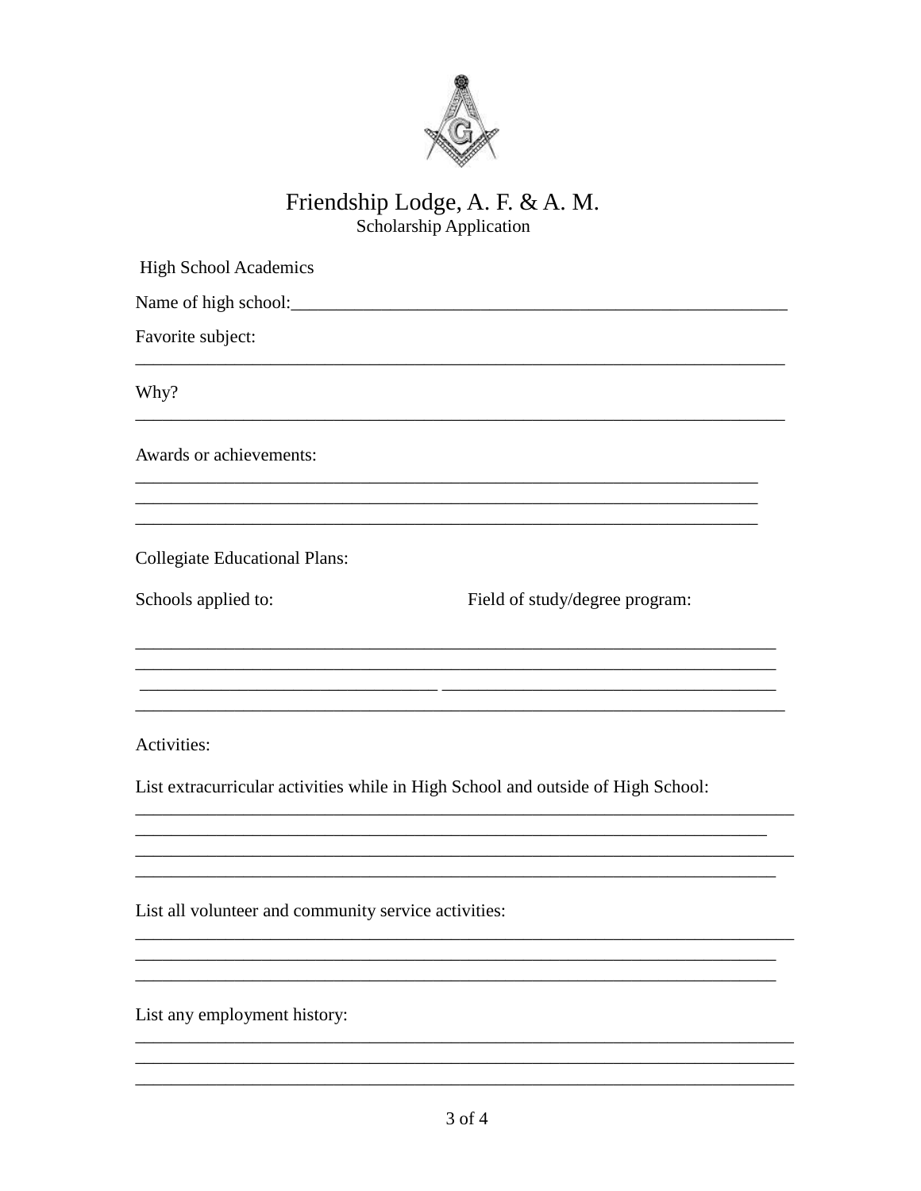# Friendship Lodge, A. F. & A. M.

## Scholarship Application

High School Academics

Name of high school:___________________________________________________________

Favorite subject:

___________________________________________________________________________

Why?

___________________________________________________________________________

Awards or achievements:

___________________________________________________________________________
___________________________________________________________________________
___________________________________________________________________________

Collegiate Educational Plans:

Schools applied to: Field of study/degree program:

___________________________________________________________________________
___________________________________________________________________________
___________________________________ ____________________________________
___________________________________________________________________________

Activities:

List extracurricular activities while in High School and outside of High School:

___________________________________________________________________________
___________________________________________________________________________
___________________________________________________________________________
___________________________________________________________________________

List all volunteer and community service activities:

___________________________________________________________________________
___________________________________________________________________________
___________________________________________________________________________

List any employment history:

___________________________________________________________________________
___________________________________________________________________________
___________________________________________________________________________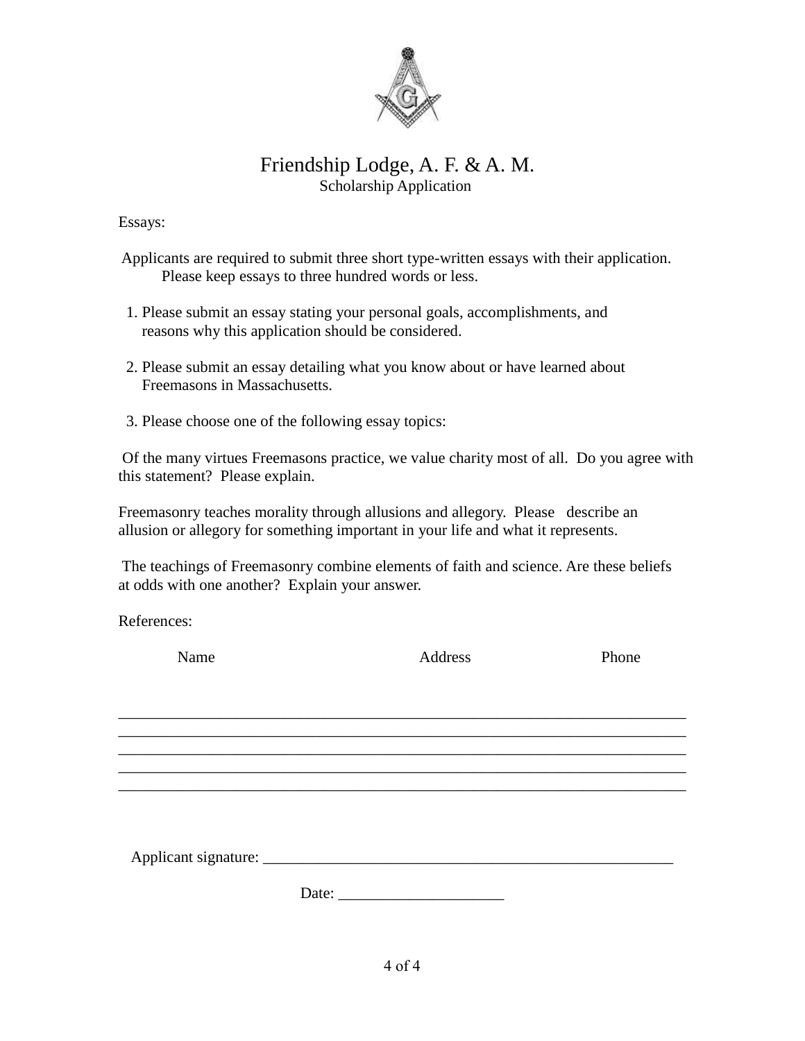# Friendship Lodge, A. F. & A. M.

## Scholarship Application

Essays:

Applicants are required to submit three short type-written essays with their application. Please keep essays to three hundred words or less.

1. Please submit an essay stating your personal goals, accomplishments, and reasons why this application should be considered.

2. Please submit an essay detailing what you know about or have learned about Freemasons in Massachusetts.

3. Please choose one of the following essay topics:

Of the many virtues Freemasons practice, we value charity most of all. Do you agree with this statement? Please explain.

Freemasonry teaches morality through allusions and allegory. Please describe an allusion or allegory for something important in your life and what it represents.

The teachings of Freemasonry combine elements of faith and science. Are these beliefs at odds with one another? Explain your answer.

References:

| Name | Address | Phone |
|---|---|---|
| | | |
| | | |
| | | |
| | | |
| | | |

Applicant signature: ______________________________________________________

Date: _____________________